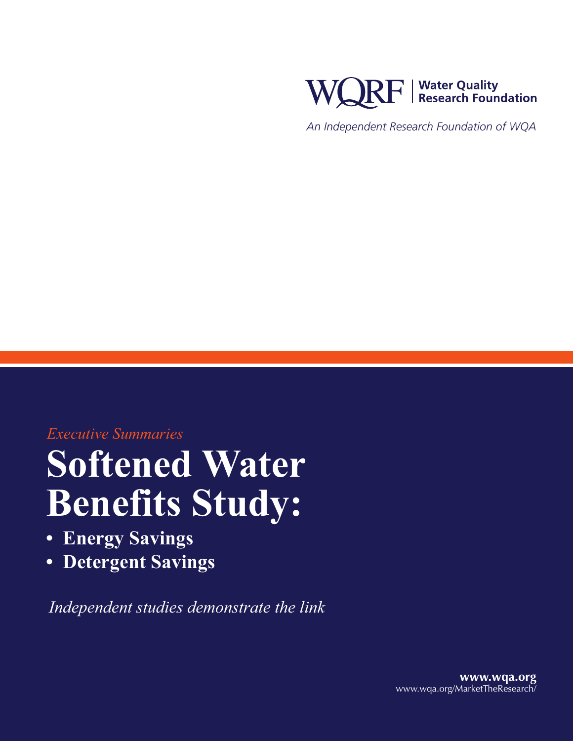WQRF | Water Quality Research Foundation

*An Independent Research Foundation of WQA*

*Executive Summaries*

# Softened Water Benefits Study:

- **Energy Savings**
- **Detergent Savings**

*Independent studies demonstrate the link*

**www.wqa.org**
www.wqa.org/MarketTheResearch/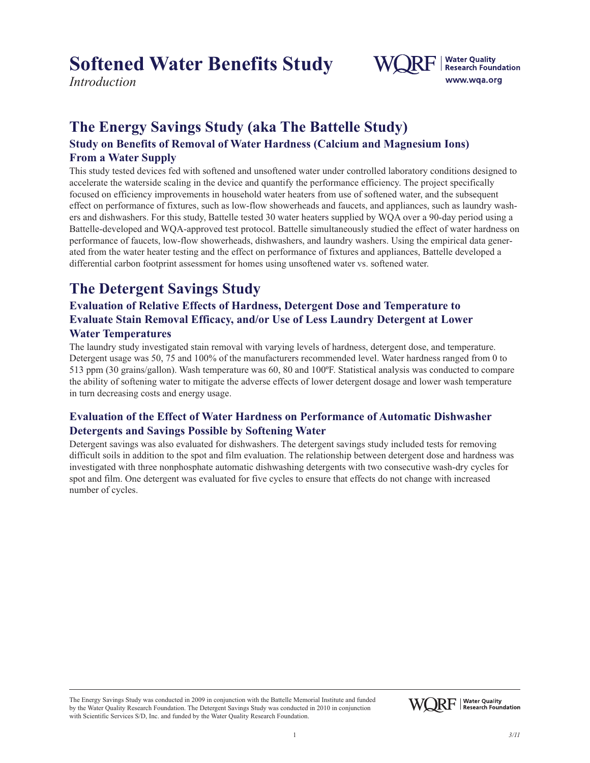# Softened Water Benefits Study

*Introduction*

## The Energy Savings Study (aka The Battelle Study)

### Study on Benefits of Removal of Water Hardness (Calcium and Magnesium Ions) From a Water Supply

This study tested devices fed with softened and unsoftened water under controlled laboratory conditions designed to accelerate the waterside scaling in the device and quantify the performance efficiency. The project specifically focused on efficiency improvements in household water heaters from use of softened water, and the subsequent effect on performance of fixtures, such as low-flow showerheads and faucets, and appliances, such as laundry washers and dishwashers. For this study, Battelle tested 30 water heaters supplied by WQA over a 90-day period using a Battelle-developed and WQA-approved test protocol. Battelle simultaneously studied the effect of water hardness on performance of faucets, low-flow showerheads, dishwashers, and laundry washers. Using the empirical data generated from the water heater testing and the effect on performance of fixtures and appliances, Battelle developed a differential carbon footprint assessment for homes using unsoftened water vs. softened water.

## The Detergent Savings Study

### Evaluation of Relative Effects of Hardness, Detergent Dose and Temperature to Evaluate Stain Removal Efficacy, and/or Use of Less Laundry Detergent at Lower Water Temperatures

The laundry study investigated stain removal with varying levels of hardness, detergent dose, and temperature. Detergent usage was 50, 75 and 100% of the manufacturers recommended level. Water hardness ranged from 0 to 513 ppm (30 grains/gallon). Wash temperature was 60, 80 and 100ºF. Statistical analysis was conducted to compare the ability of softening water to mitigate the adverse effects of lower detergent dosage and lower wash temperature in turn decreasing costs and energy usage.

### Evaluation of the Effect of Water Hardness on Performance of Automatic Dishwasher Detergents and Savings Possible by Softening Water

Detergent savings was also evaluated for dishwashers. The detergent savings study included tests for removing difficult soils in addition to the spot and film evaluation. The relationship between detergent dose and hardness was investigated with three nonphosphate automatic dishwashing detergents with two consecutive wash-dry cycles for spot and film. One detergent was evaluated for five cycles to ensure that effects do not change with increased number of cycles.

The Energy Savings Study was conducted in 2009 in conjunction with the Battelle Memorial Institute and funded by the Water Quality Research Foundation. The Detergent Savings Study was conducted in 2010 in conjunction with Scientific Services S/D, Inc. and funded by the Water Quality Research Foundation.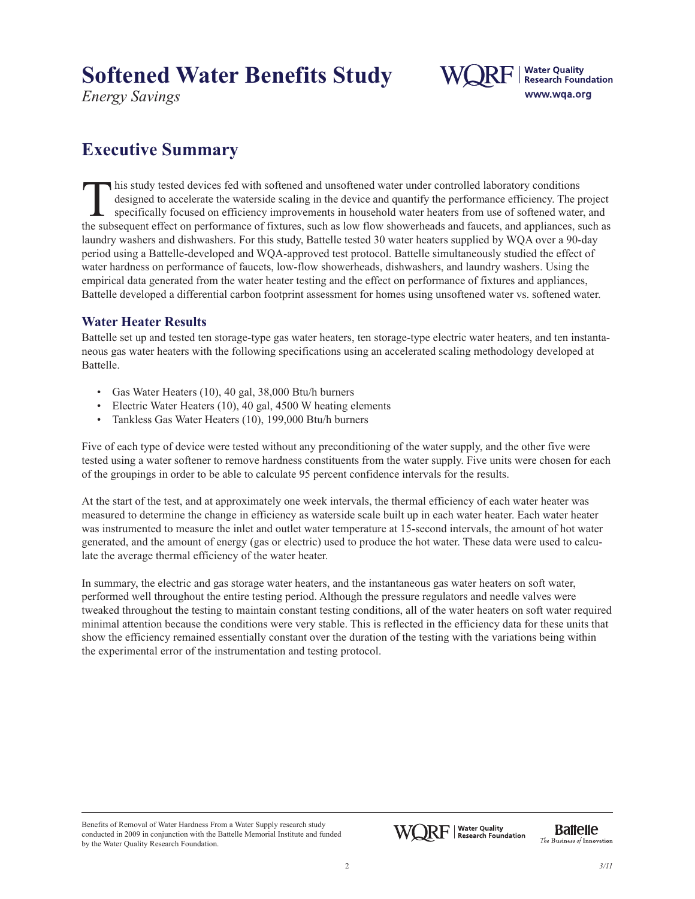# Softened Water Benefits Study

*Energy Savings*

## Executive Summary

This study tested devices fed with softened and unsoftened water under controlled laboratory conditions designed to accelerate the waterside scaling in the device and quantify the performance efficiency. The project specifically focused on efficiency improvements in household water heaters from use of softened water, and the subsequent effect on performance of fixtures, such as low flow showerheads and faucets, and appliances, such as laundry washers and dishwashers. For this study, Battelle tested 30 water heaters supplied by WQA over a 90-day period using a Battelle-developed and WQA-approved test protocol. Battelle simultaneously studied the effect of water hardness on performance of faucets, low-flow showerheads, dishwashers, and laundry washers. Using the empirical data generated from the water heater testing and the effect on performance of fixtures and appliances, Battelle developed a differential carbon footprint assessment for homes using unsoftened water vs. softened water.

### Water Heater Results

Battelle set up and tested ten storage-type gas water heaters, ten storage-type electric water heaters, and ten instantaneous gas water heaters with the following specifications using an accelerated scaling methodology developed at Battelle.

- Gas Water Heaters (10), 40 gal, 38,000 Btu/h burners
- Electric Water Heaters (10), 40 gal, 4500 W heating elements
- Tankless Gas Water Heaters (10), 199,000 Btu/h burners

Five of each type of device were tested without any preconditioning of the water supply, and the other five were tested using a water softener to remove hardness constituents from the water supply. Five units were chosen for each of the groupings in order to be able to calculate 95 percent confidence intervals for the results.

At the start of the test, and at approximately one week intervals, the thermal efficiency of each water heater was measured to determine the change in efficiency as waterside scale built up in each water heater. Each water heater was instrumented to measure the inlet and outlet water temperature at 15-second intervals, the amount of hot water generated, and the amount of energy (gas or electric) used to produce the hot water. These data were used to calculate the average thermal efficiency of the water heater.

In summary, the electric and gas storage water heaters, and the instantaneous gas water heaters on soft water, performed well throughout the entire testing period. Although the pressure regulators and needle valves were tweaked throughout the testing to maintain constant testing conditions, all of the water heaters on soft water required minimal attention because the conditions were very stable. This is reflected in the efficiency data for these units that show the efficiency remained essentially constant over the duration of the testing with the variations being within the experimental error of the instrumentation and testing protocol.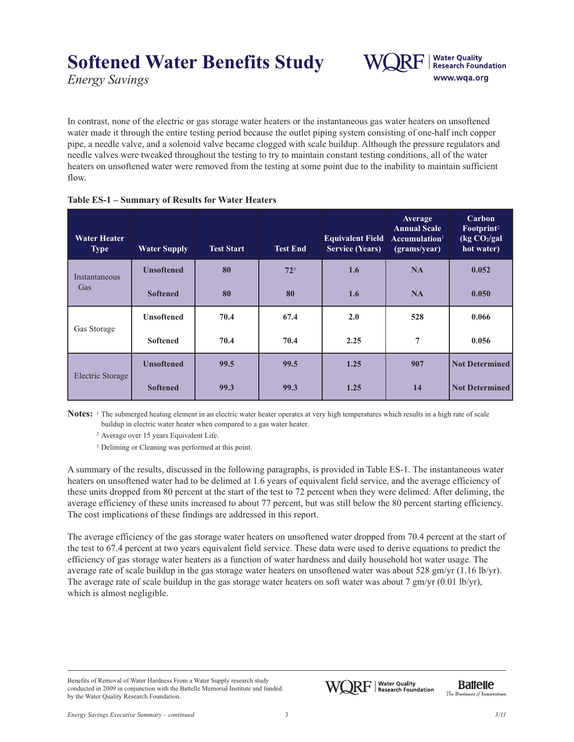In contrast, none of the electric or gas storage water heaters or the instantaneous gas water heaters on unsoftened water made it through the entire testing period because the outlet piping system consisting of one-half inch copper pipe, a needle valve, and a solenoid valve became clogged with scale buildup. Although the pressure regulators and needle valves were tweaked throughout the testing to try to maintain constant testing conditions, all of the water heaters on unsoftened water were removed from the testing at some point due to the inability to maintain sufficient flow.

**Table ES-1 – Summary of Results for Water Heaters**

| Water Heater Type | Water Supply | Test Start | Test End | Equivalent Field Service (Years) | Average Annual Scale Accumulation[1] (grams/year) | Carbon Footprint[2] (kg $CO_2$/gal hot water) |
|---|---|---|---|---|---|---|
| Instantaneous Gas | Unsoftened | 80 | 72[3] | 1.6 | NA | 0.052 |
| | Softened | 80 | 80 | 1.6 | NA | 0.050 |
| Gas Storage | Unsoftened | 70.4 | 67.4 | 2.0 | 528 | 0.066 |
| | Softened | 70.4 | 70.4 | 2.25 | 7 | 0.056 |
| Electric Storage | Unsoftened | 99.5 | 99.5 | 1.25 | 907 | Not Determined |
| | Softened | 99.3 | 99.3 | 1.25 | 14 | Not Determined |

**Notes:** [1] The submerged heating element in an electric water heater operates at very high temperatures which results in a high rate of scale buildup in electric water heater when compared to a gas water heater.

[2] Average over 15 years Equivalent Life.

[3] Deliming or Cleaning was performed at this point.

A summary of the results, discussed in the following paragraphs, is provided in Table ES-1. The instantaneous water heaters on unsoftened water had to be delimed at 1.6 years of equivalent field service, and the average efficiency of these units dropped from 80 percent at the start of the test to 72 percent when they were delimed. After deliming, the average efficiency of these units increased to about 77 percent, but was still below the 80 percent starting efficiency. The cost implications of these findings are addressed in this report.

The average efficiency of the gas storage water heaters on unsoftened water dropped from 70.4 percent at the start of the test to 67.4 percent at two years equivalent field service. These data were used to derive equations to predict the efficiency of gas storage water heaters as a function of water hardness and daily household hot water usage. The average rate of scale buildup in the gas storage water heaters on unsoftened water was about 528 gm/yr (1.16 lb/yr). The average rate of scale buildup in the gas storage water heaters on soft water was about 7 gm/yr (0.01 lb/yr), which is almost negligible.

Benefits of Removal of Water Hardness From a Water Supply research study conducted in 2009 in conjunction with the Battelle Memorial Institute and funded by the Water Quality Research Foundation.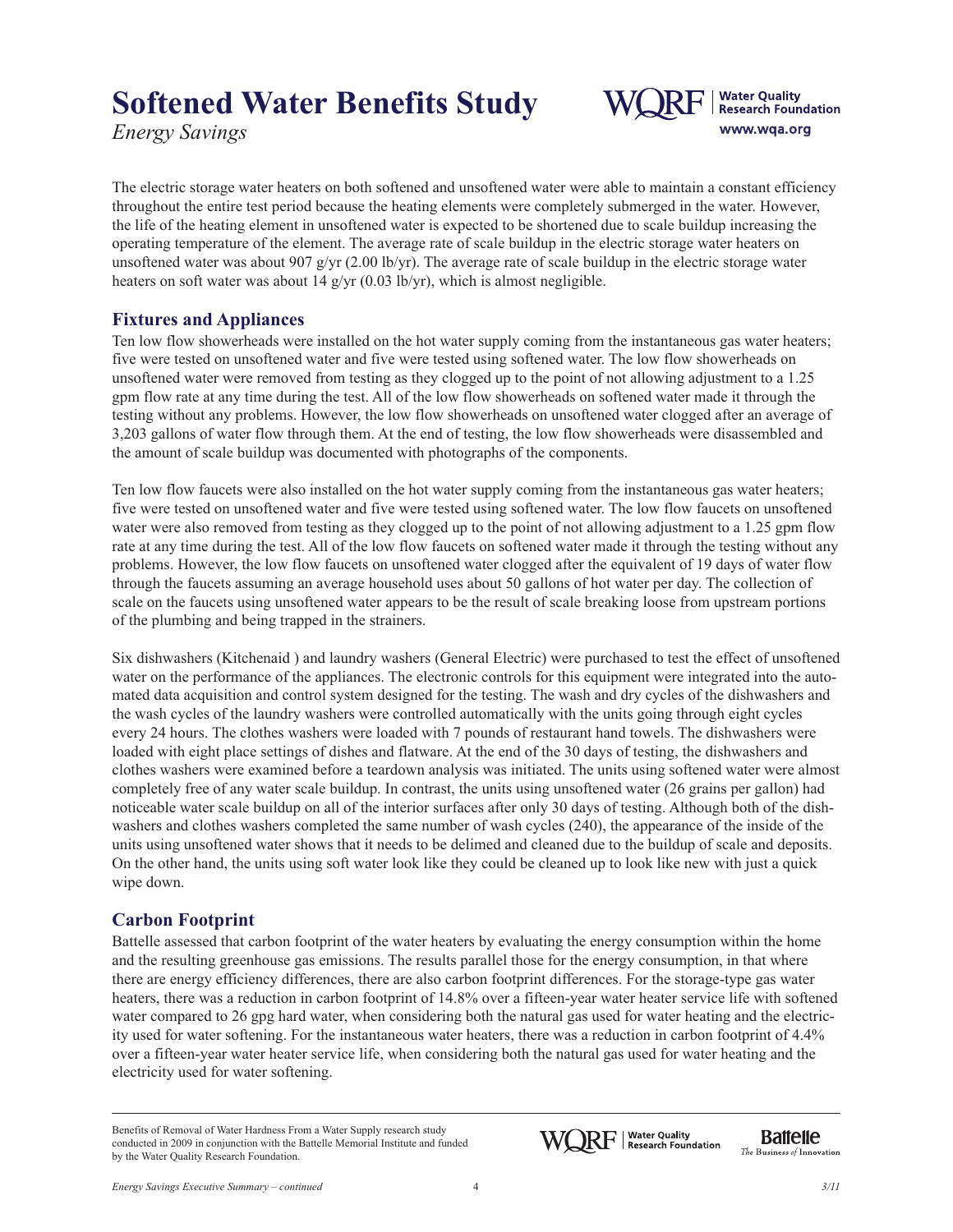The electric storage water heaters on both softened and unsoftened water were able to maintain a constant efficiency throughout the entire test period because the heating elements were completely submerged in the water. However, the life of the heating element in unsoftened water is expected to be shortened due to scale buildup increasing the operating temperature of the element. The average rate of scale buildup in the electric storage water heaters on unsoftened water was about 907 g/yr (2.00 lb/yr). The average rate of scale buildup in the electric storage water heaters on soft water was about 14 g/yr (0.03 lb/yr), which is almost negligible.

## Fixtures and Appliances

Ten low flow showerheads were installed on the hot water supply coming from the instantaneous gas water heaters; five were tested on unsoftened water and five were tested using softened water. The low flow showerheads on unsoftened water were removed from testing as they clogged up to the point of not allowing adjustment to a 1.25 gpm flow rate at any time during the test. All of the low flow showerheads on softened water made it through the testing without any problems. However, the low flow showerheads on unsoftened water clogged after an average of 3,203 gallons of water flow through them. At the end of testing, the low flow showerheads were disassembled and the amount of scale buildup was documented with photographs of the components.

Ten low flow faucets were also installed on the hot water supply coming from the instantaneous gas water heaters; five were tested on unsoftened water and five were tested using softened water. The low flow faucets on unsoftened water were also removed from testing as they clogged up to the point of not allowing adjustment to a 1.25 gpm flow rate at any time during the test. All of the low flow faucets on softened water made it through the testing without any problems. However, the low flow faucets on unsoftened water clogged after the equivalent of 19 days of water flow through the faucets assuming an average household uses about 50 gallons of hot water per day. The collection of scale on the faucets using unsoftened water appears to be the result of scale breaking loose from upstream portions of the plumbing and being trapped in the strainers.

Six dishwashers (Kitchenaid ) and laundry washers (General Electric) were purchased to test the effect of unsoftened water on the performance of the appliances. The electronic controls for this equipment were integrated into the automated data acquisition and control system designed for the testing. The wash and dry cycles of the dishwashers and the wash cycles of the laundry washers were controlled automatically with the units going through eight cycles every 24 hours. The clothes washers were loaded with 7 pounds of restaurant hand towels. The dishwashers were loaded with eight place settings of dishes and flatware. At the end of the 30 days of testing, the dishwashers and clothes washers were examined before a teardown analysis was initiated. The units using softened water were almost completely free of any water scale buildup. In contrast, the units using unsoftened water (26 grains per gallon) had noticeable water scale buildup on all of the interior surfaces after only 30 days of testing. Although both of the dishwashers and clothes washers completed the same number of wash cycles (240), the appearance of the inside of the units using unsoftened water shows that it needs to be delimed and cleaned due to the buildup of scale and deposits. On the other hand, the units using soft water look like they could be cleaned up to look like new with just a quick wipe down.

## Carbon Footprint

Battelle assessed that carbon footprint of the water heaters by evaluating the energy consumption within the home and the resulting greenhouse gas emissions. The results parallel those for the energy consumption, in that where there are energy efficiency differences, there are also carbon footprint differences. For the storage-type gas water heaters, there was a reduction in carbon footprint of 14.8% over a fifteen-year water heater service life with softened water compared to 26 gpg hard water, when considering both the natural gas used for water heating and the electricity used for water softening. For the instantaneous water heaters, there was a reduction in carbon footprint of 4.4% over a fifteen-year water heater service life, when considering both the natural gas used for water heating and the electricity used for water softening.

Benefits of Removal of Water Hardness From a Water Supply research study conducted in 2009 in conjunction with the Battelle Memorial Institute and funded by the Water Quality Research Foundation.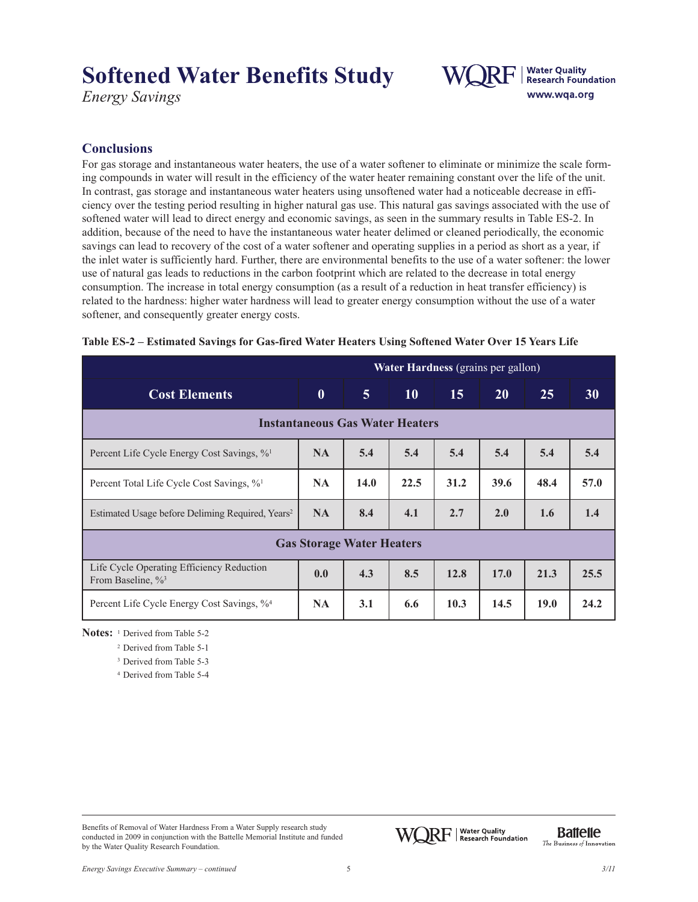# Softened Water Benefits Study

*Energy Savings*

## Conclusions

For gas storage and instantaneous water heaters, the use of a water softener to eliminate or minimize the scale forming compounds in water will result in the efficiency of the water heater remaining constant over the life of the unit. In contrast, gas storage and instantaneous water heaters using unsoftened water had a noticeable decrease in efficiency over the testing period resulting in higher natural gas use. This natural gas savings associated with the use of softened water will lead to direct energy and economic savings, as seen in the summary results in Table ES-2. In addition, because of the need to have the instantaneous water heater delimed or cleaned periodically, the economic savings can lead to recovery of the cost of a water softener and operating supplies in a period as short as a year, if the inlet water is sufficiently hard. Further, there are environmental benefits to the use of a water softener: the lower use of natural gas leads to reductions in the carbon footprint which are related to the decrease in total energy consumption. The increase in total energy consumption (as a result of a reduction in heat transfer efficiency) is related to the hardness: higher water hardness will lead to greater energy consumption without the use of a water softener, and consequently greater energy costs.

**Table ES-2 – Estimated Savings for Gas-fired Water Heaters Using Softened Water Over 15 Years Life**

| | **Water Hardness** (grains per gallon) | | | | | | |
|---|---|---|---|---|---|---|---|
| **Cost Elements** | **0** | **5** | **10** | **15** | **20** | **25** | **30** |
| **Instantaneous Gas Water Heaters** | | | | | | | |
| Percent Life Cycle Energy Cost Savings, %[1] | **NA** | **5.4** | **5.4** | **5.4** | **5.4** | **5.4** | **5.4** |
| Percent Total Life Cycle Cost Savings, %[1] | **NA** | **14.0** | **22.5** | **31.2** | **39.6** | **48.4** | **57.0** |
| Estimated Usage before Deliming Required, Years[2] | **NA** | **8.4** | **4.1** | **2.7** | **2.0** | **1.6** | **1.4** |
| **Gas Storage Water Heaters** | | | | | | | |
| Life Cycle Operating Efficiency Reduction From Baseline, %[3] | **0.0** | **4.3** | **8.5** | **12.8** | **17.0** | **21.3** | **25.5** |
| Percent Life Cycle Energy Cost Savings, %[4] | **NA** | **3.1** | **6.6** | **10.3** | **14.5** | **19.0** | **24.2** |

**Notes:** [1] Derived from Table 5-2
[2] Derived from Table 5-1
[3] Derived from Table 5-3
[4] Derived from Table 5-4

Benefits of Removal of Water Hardness From a Water Supply research study conducted in 2009 in conjunction with the Battelle Memorial Institute and funded by the Water Quality Research Foundation.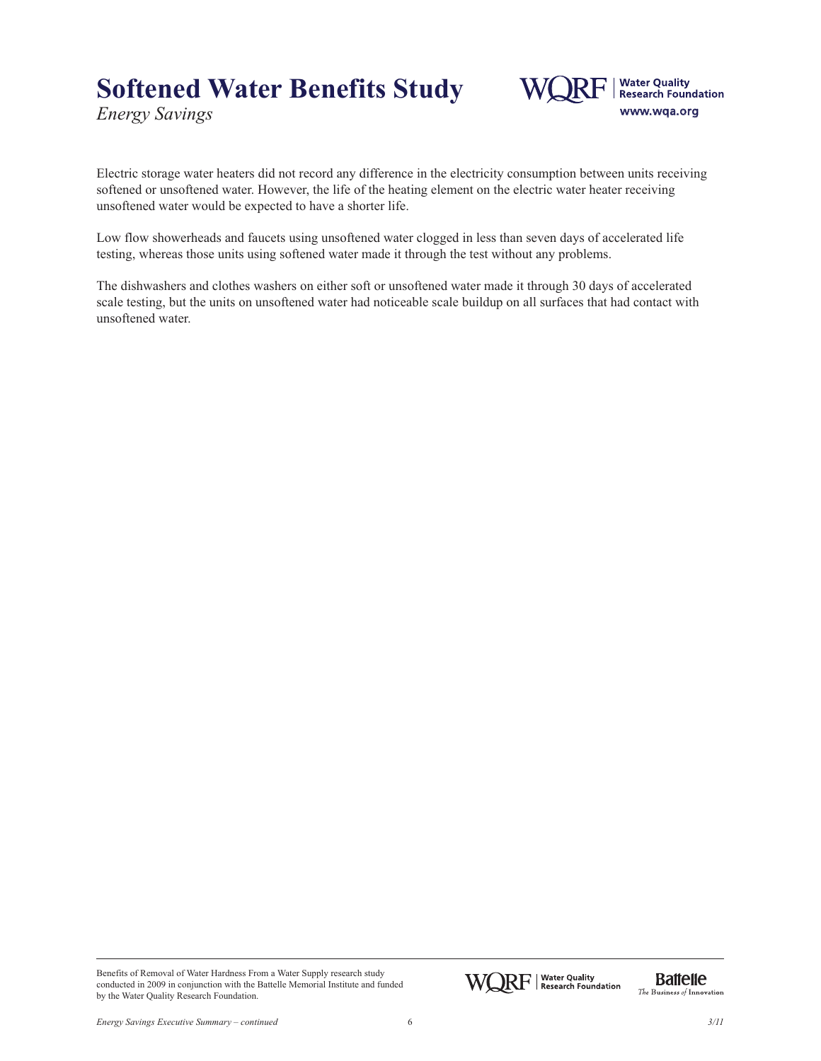Electric storage water heaters did not record any difference in the electricity consumption between units receiving softened or unsoftened water. However, the life of the heating element on the electric water heater receiving unsoftened water would be expected to have a shorter life.

Low flow showerheads and faucets using unsoftened water clogged in less than seven days of accelerated life testing, whereas those units using softened water made it through the test without any problems.

The dishwashers and clothes washers on either soft or unsoftened water made it through 30 days of accelerated scale testing, but the units on unsoftened water had noticeable scale buildup on all surfaces that had contact with unsoftened water.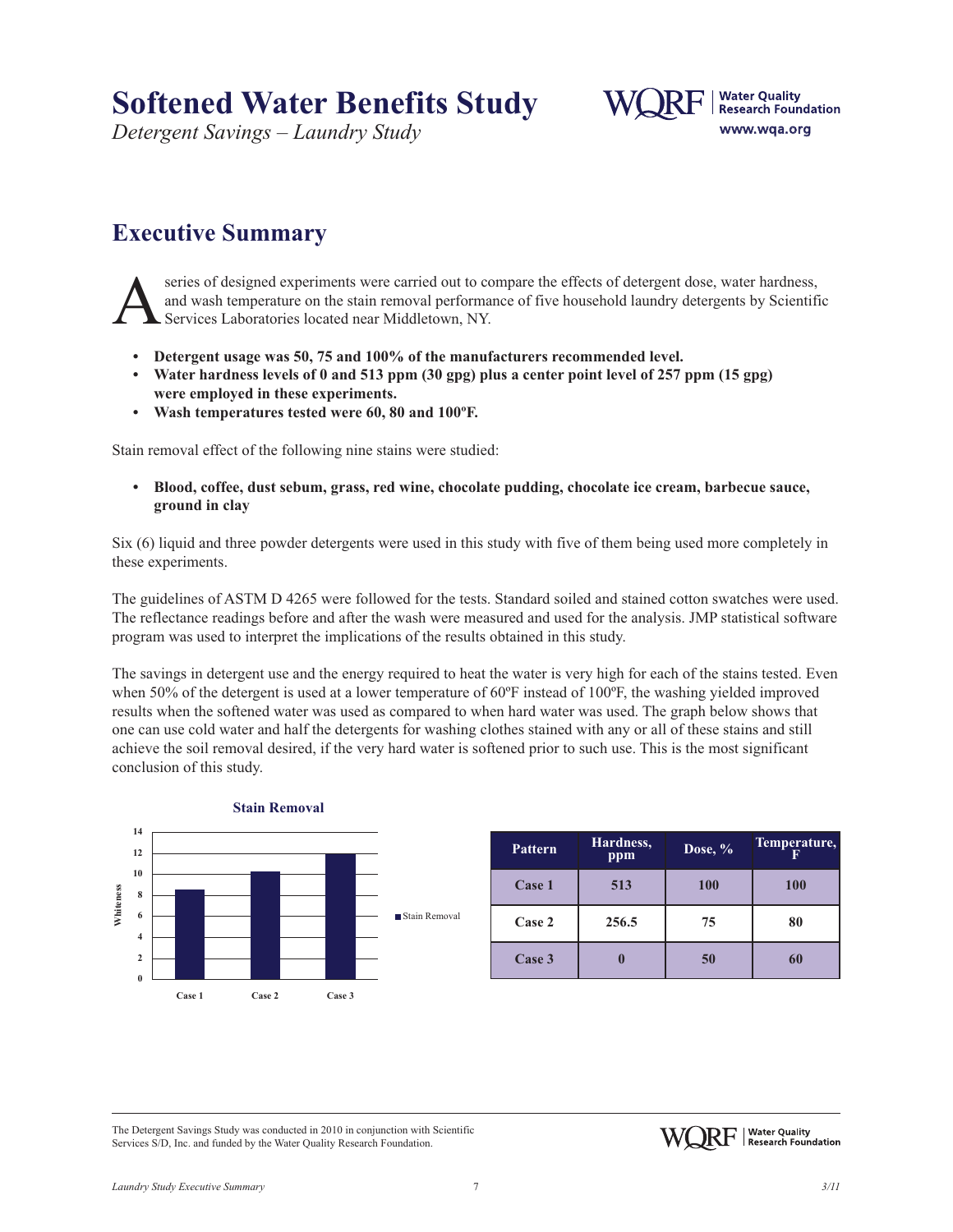# Softened Water Benefits Study

*Detergent Savings – Laundry Study*

## Executive Summary

A series of designed experiments were carried out to compare the effects of detergent dose, water hardness, and wash temperature on the stain removal performance of five household laundry detergents by Scientific Services Laboratories located near Middletown, NY.

- **Detergent usage was 50, 75 and 100% of the manufacturers recommended level.**
- **Water hardness levels of 0 and 513 ppm (30 gpg) plus a center point level of 257 ppm (15 gpg) were employed in these experiments.**
- **Wash temperatures tested were 60, 80 and 100ºF.**

Stain removal effect of the following nine stains were studied:

- **Blood, coffee, dust sebum, grass, red wine, chocolate pudding, chocolate ice cream, barbecue sauce, ground in clay**

Six (6) liquid and three powder detergents were used in this study with five of them being used more completely in these experiments.

The guidelines of ASTM D 4265 were followed for the tests. Standard soiled and stained cotton swatches were used. The reflectance readings before and after the wash were measured and used for the analysis. JMP statistical software program was used to interpret the implications of the results obtained in this study.

The savings in detergent use and the energy required to heat the water is very high for each of the stains tested. Even when 50% of the detergent is used at a lower temperature of 60ºF instead of 100ºF, the washing yielded improved results when the softened water was used as compared to when hard water was used. The graph below shows that one can use cold water and half the detergents for washing clothes stained with any or all of these stains and still achieve the soil removal desired, if the very hard water is softened prior to such use. This is the most significant conclusion of this study.

**Stain Removal**

| Case | Whiteness (Stain Removal) |
|---|---|
| Case 1 | ~8.5 |
| Case 2 | ~10.2 |
| Case 3 | ~11.8 |

| Pattern | Hardness, ppm | Dose, % | Temperature, F |
|---|---|---|---|
| Case 1 | 513 | 100 | 100 |
| Case 2 | 256.5 | 75 | 80 |
| Case 3 | 0 | 50 | 60 |

The Detergent Savings Study was conducted in 2010 in conjunction with Scientific Services S/D, Inc. and funded by the Water Quality Research Foundation.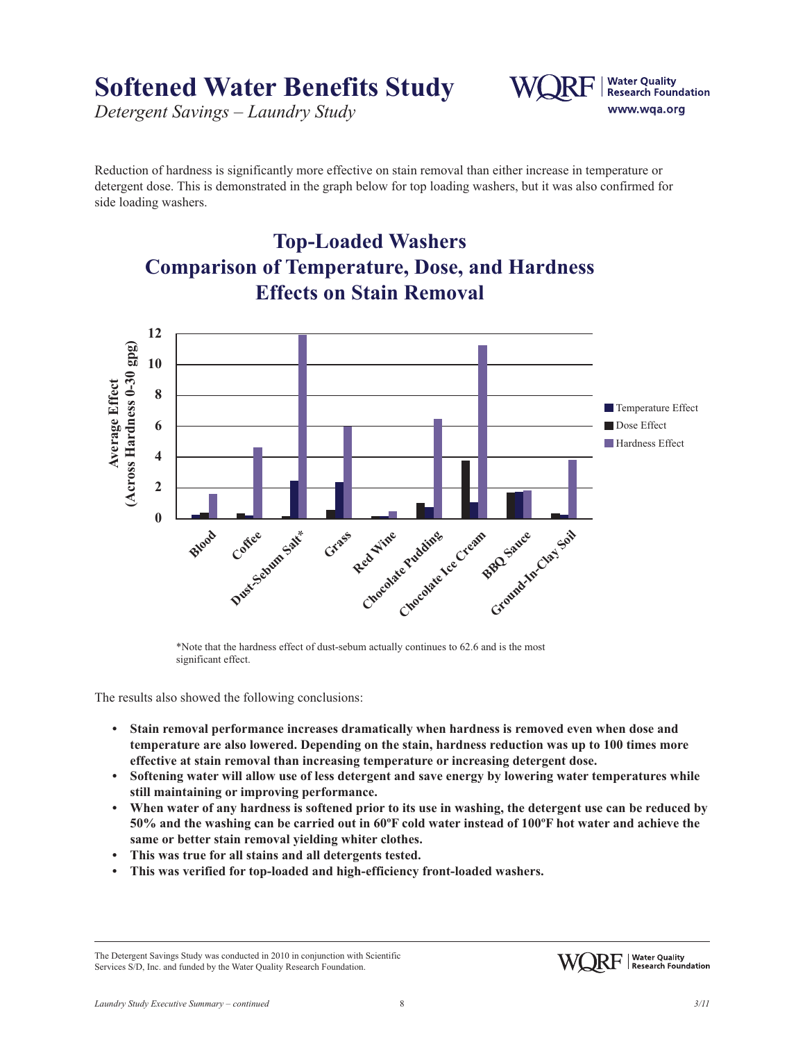# Softened Water Benefits Study

*Detergent Savings – Laundry Study*

Water Quality Research Foundation
www.wqa.org

Reduction of hardness is significantly more effective on stain removal than either increase in temperature or detergent dose. This is demonstrated in the graph below for top loading washers, but it was also confirmed for side loading washers.

## Top-Loaded Washers Comparison of Temperature, Dose, and Hardness Effects on Stain Removal

*Note that the hardness effect of dust-sebum actually continues to 62.6 and is the most significant effect.

The results also showed the following conclusions:

- **Stain removal performance increases dramatically when hardness is removed even when dose and temperature are also lowered. Depending on the stain, hardness reduction was up to 100 times more effective at stain removal than increasing temperature or increasing detergent dose.**
- **Softening water will allow use of less detergent and save energy by lowering water temperatures while still maintaining or improving performance.**
- **When water of any hardness is softened prior to its use in washing, the detergent use can be reduced by 50% and the washing can be carried out in 60ºF cold water instead of 100ºF hot water and achieve the same or better stain removal yielding whiter clothes.**
- **This was true for all stains and all detergents tested.**
- **This was verified for top-loaded and high-efficiency front-loaded washers.**

The Detergent Savings Study was conducted in 2010 in conjunction with Scientific Services S/D, Inc. and funded by the Water Quality Research Foundation.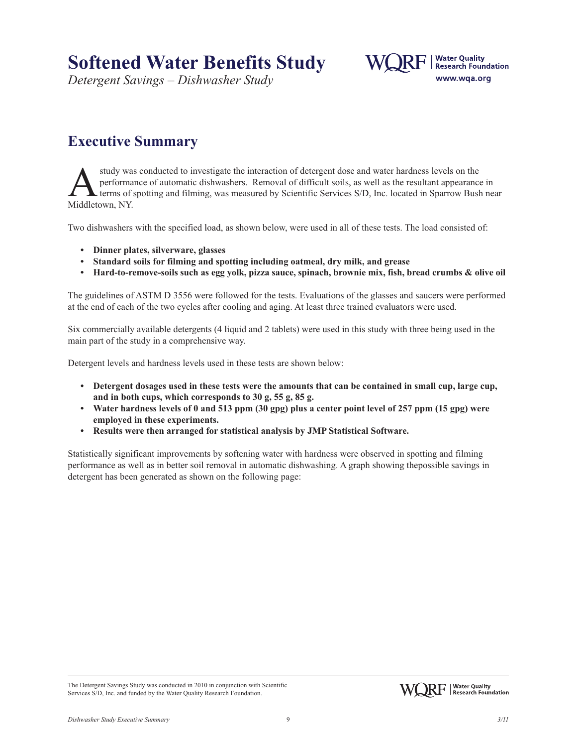# Softened Water Benefits Study

*Detergent Savings – Dishwasher Study*

## Executive Summary

A study was conducted to investigate the interaction of detergent dose and water hardness levels on the performance of automatic dishwashers. Removal of difficult soils, as well as the resultant appearance in terms of spotting and filming, was measured by Scientific Services S/D, Inc. located in Sparrow Bush near Middletown, NY.

Two dishwashers with the specified load, as shown below, were used in all of these tests. The load consisted of:

- **Dinner plates, silverware, glasses**
- **Standard soils for filming and spotting including oatmeal, dry milk, and grease**
- **Hard-to-remove-soils such as egg yolk, pizza sauce, spinach, brownie mix, fish, bread crumbs & olive oil**

The guidelines of ASTM D 3556 were followed for the tests. Evaluations of the glasses and saucers were performed at the end of each of the two cycles after cooling and aging. At least three trained evaluators were used.

Six commercially available detergents (4 liquid and 2 tablets) were used in this study with three being used in the main part of the study in a comprehensive way.

Detergent levels and hardness levels used in these tests are shown below:

- **Detergent dosages used in these tests were the amounts that can be contained in small cup, large cup, and in both cups, which corresponds to 30 g, 55 g, 85 g.**
- **Water hardness levels of 0 and 513 ppm (30 gpg) plus a center point level of 257 ppm (15 gpg) were employed in these experiments.**
- **Results were then arranged for statistical analysis by JMP Statistical Software.**

Statistically significant improvements by softening water with hardness were observed in spotting and filming performance as well as in better soil removal in automatic dishwashing. A graph showing thepossible savings in detergent has been generated as shown on the following page:

The Detergent Savings Study was conducted in 2010 in conjunction with Scientific Services S/D, Inc. and funded by the Water Quality Research Foundation.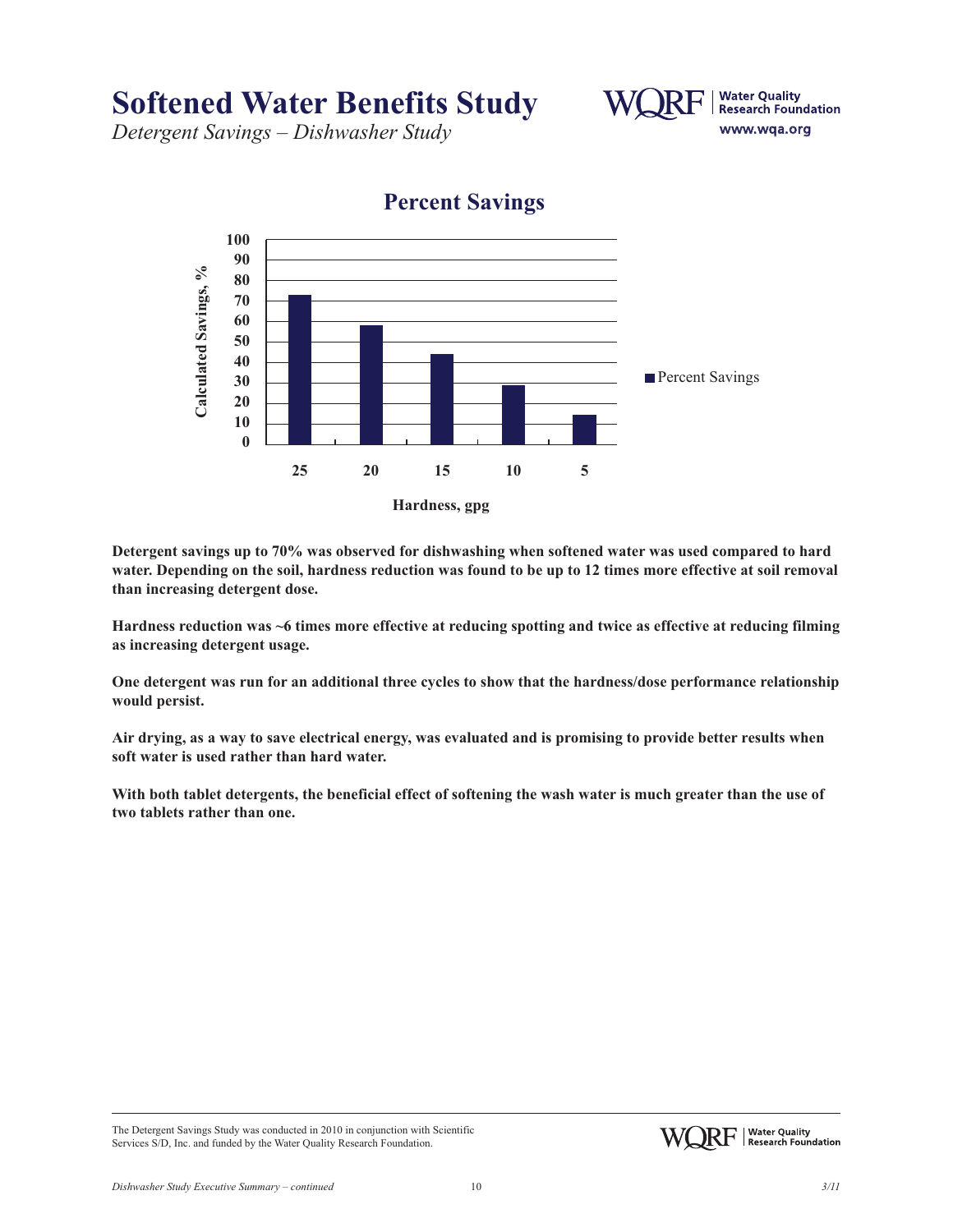# Softened Water Benefits Study

*Detergent Savings – Dishwasher Study*

## Percent Savings

| Hardness, gpg | Calculated Savings, % |
|---|---|
| 25 | ~73 |
| 20 | ~58 |
| 15 | ~44 |
| 10 | ~29 |
| 5 | ~14 |

**Detergent savings up to 70% was observed for dishwashing when softened water was used compared to hard water. Depending on the soil, hardness reduction was found to be up to 12 times more effective at soil removal than increasing detergent dose.**

**Hardness reduction was ~6 times more effective at reducing spotting and twice as effective at reducing filming as increasing detergent usage.**

**One detergent was run for an additional three cycles to show that the hardness/dose performance relationship would persist.**

**Air drying, as a way to save electrical energy, was evaluated and is promising to provide better results when soft water is used rather than hard water.**

**With both tablet detergents, the beneficial effect of softening the wash water is much greater than the use of two tablets rather than one.**

The Detergent Savings Study was conducted in 2010 in conjunction with Scientific Services S/D, Inc. and funded by the Water Quality Research Foundation.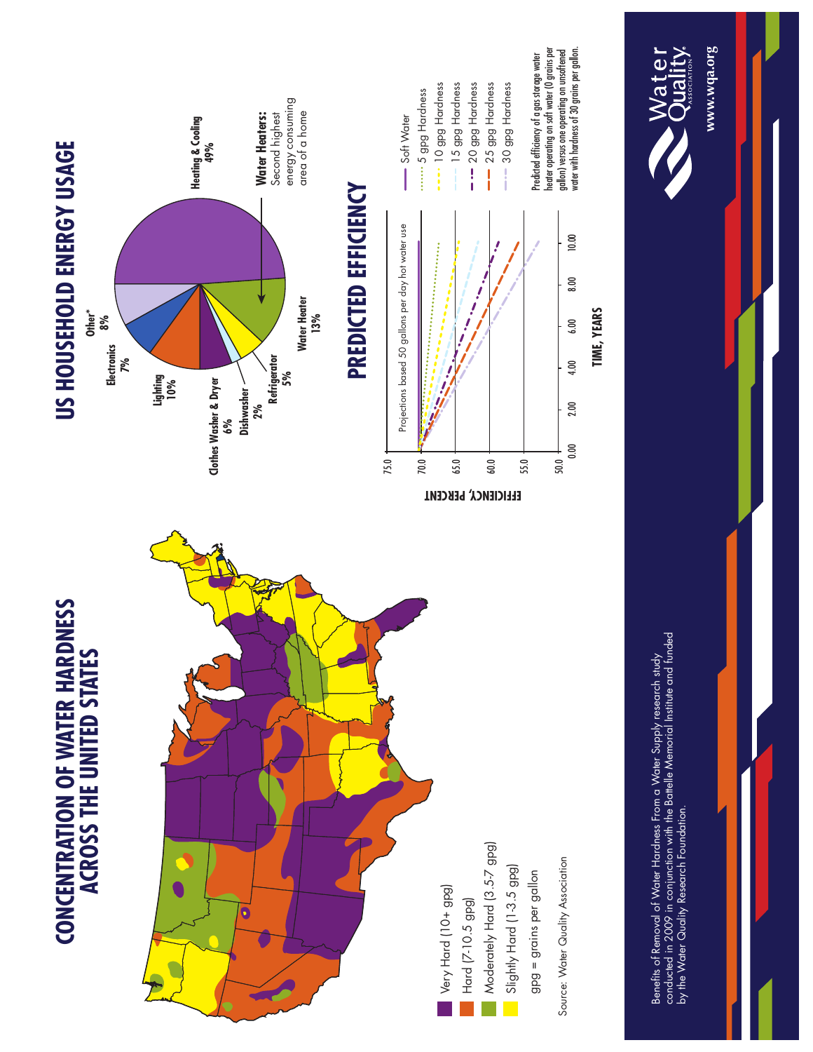# CONCENTRATION OF WATER HARDNESS ACROSS THE UNITED STATES

- Very Hard (10+ gpg)
- Hard (7-10.5 gpg)
- Moderately Hard (3.5-7 gpg)
- Slightly Hard (1-3.5 gpg)

gpg = grains per gallon

Source: Water Quality Association

# US HOUSEHOLD ENERGY USAGE

- Heating & Cooling 49%
- Water Heater 13%
- Refrigerator 5%
- Dishwasher 2%
- Clothes Washer & Dryer 6%
- Lighting 10%
- Electronics 7%
- Other* 8%

**Water Heaters:** Second highest energy consuming area of a home

# PREDICTED EFFICIENCY

Projections based 50 gallons per day hot water use

EFFICIENCY, PERCENT

TIME, YEARS

- Soft Water
- 5 gpg Hardness
- 10 gpg Hardness
- 15 gpg Hardness
- 20 gpg Hardness
- 25 gpg Hardness
- 30 gpg Hardness

Predicted efficiency of a gas storage water heater operating on soft water (0 grains per gallon) versus one operating on unsoftened water with hardness of 30 grains per gallon.

Benefits of Removal of Water Hardness From a Water Supply research study conducted in 2009 in conjunction with the Battelle Memorial Institute and funded by the Water Quality Research Foundation.

Water Quality Association

www.wqa.org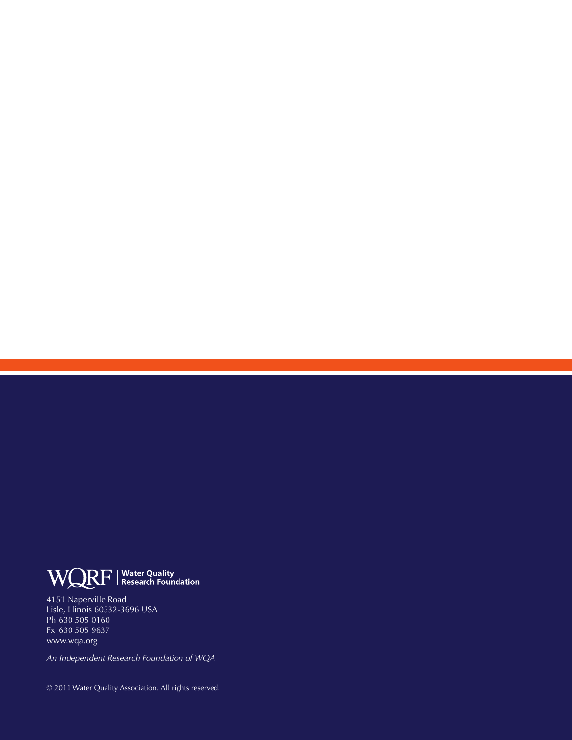WQRF | Water Quality Research Foundation

4151 Naperville Road
Lisle, Illinois 60532-3696 USA
Ph 630 505 0160
Fx 630 505 9637
www.wqa.org

*An Independent Research Foundation of WQA*

© 2011 Water Quality Association. All rights reserved.